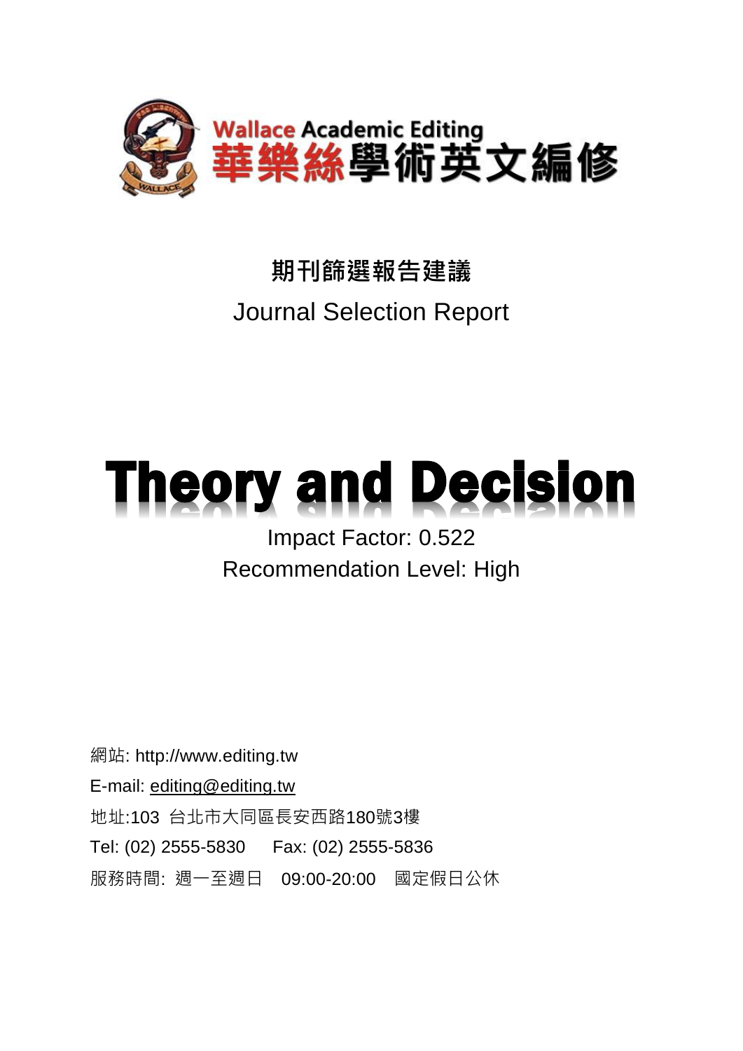Wallace Academic Editing
華樂絲學術英文編修

**期刊篩選報告建議**

Journal Selection Report

# Theory and Decision

Impact Factor: 0.522

Recommendation Level: High

網站: http://www.editing.tw

E-mail: editing@editing.tw

地址:103 台北市大同區長安西路180號3樓

Tel: (02) 2555-5830　Fax: (02) 2555-5836

服務時間: 週一至週日　09:00-20:00　國定假日公休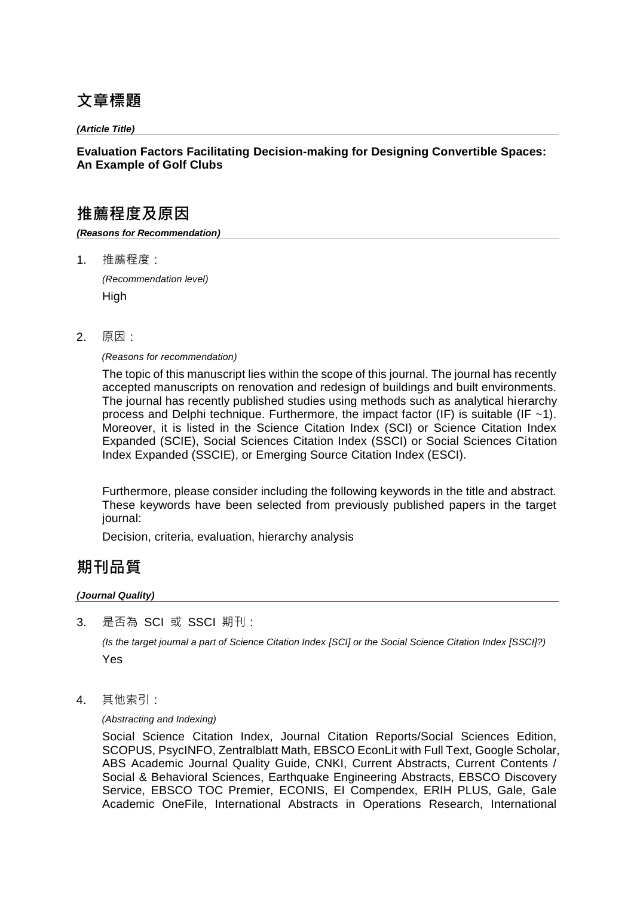## 文章標題

***(Article Title)***

**Evaluation Factors Facilitating Decision-making for Designing Convertible Spaces: An Example of Golf Clubs**

## 推薦程度及原因

***(Reasons for Recommendation)***

1. 推薦程度：

   *(Recommendation level)*

   High

2. 原因：

   *(Reasons for recommendation)*

   The topic of this manuscript lies within the scope of this journal. The journal has recently accepted manuscripts on renovation and redesign of buildings and built environments. The journal has recently published studies using methods such as analytical hierarchy process and Delphi technique. Furthermore, the impact factor (IF) is suitable (IF ~1). Moreover, it is listed in the Science Citation Index (SCI) or Science Citation Index Expanded (SCIE), Social Sciences Citation Index (SSCI) or Social Sciences Citation Index Expanded (SSCIE), or Emerging Source Citation Index (ESCI).

   Furthermore, please consider including the following keywords in the title and abstract. These keywords have been selected from previously published papers in the target journal:

   Decision, criteria, evaluation, hierarchy analysis

## 期刊品質

***(Journal Quality)***

3. 是否為 SCI 或 SSCI 期刊：

   *(Is the target journal a part of Science Citation Index [SCI] or the Social Science Citation Index [SSCI]?)*

   Yes

4. 其他索引：

   *(Abstracting and Indexing)*

   Social Science Citation Index, Journal Citation Reports/Social Sciences Edition, SCOPUS, PsycINFO, Zentralblatt Math, EBSCO EconLit with Full Text, Google Scholar, ABS Academic Journal Quality Guide, CNKI, Current Abstracts, Current Contents / Social & Behavioral Sciences, Earthquake Engineering Abstracts, EBSCO Discovery Service, EBSCO TOC Premier, ECONIS, EI Compendex, ERIH PLUS, Gale, Gale Academic OneFile, International Abstracts in Operations Research, International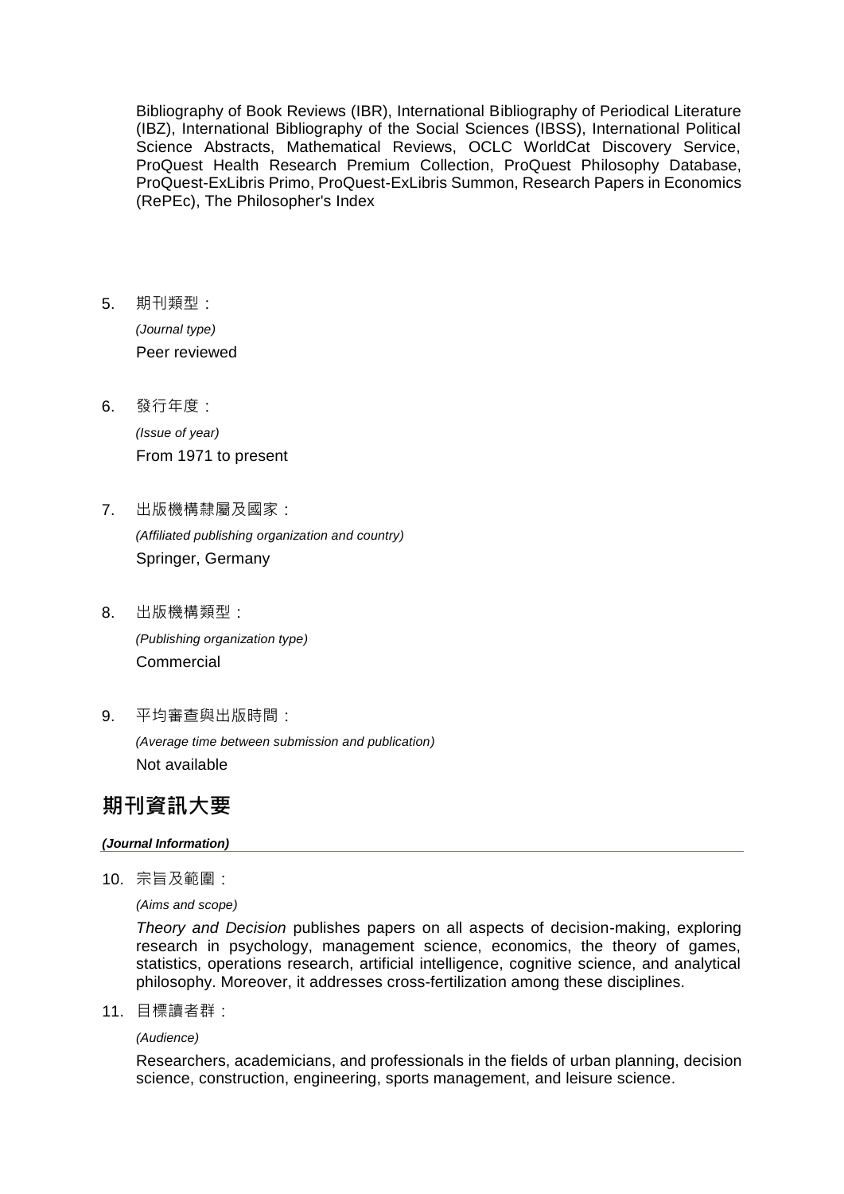Bibliography of Book Reviews (IBR), International Bibliography of Periodical Literature (IBZ), International Bibliography of the Social Sciences (IBSS), International Political Science Abstracts, Mathematical Reviews, OCLC WorldCat Discovery Service, ProQuest Health Research Premium Collection, ProQuest Philosophy Database, ProQuest-ExLibris Primo, ProQuest-ExLibris Summon, Research Papers in Economics (RePEc), The Philosopher's Index

5. 期刊類型：

   *(Journal type)*

   Peer reviewed

6. 發行年度：

   *(Issue of year)*

   From 1971 to present

7. 出版機構隸屬及國家：

   *(Affiliated publishing organization and country)*

   Springer, Germany

8. 出版機構類型：

   *(Publishing organization type)*

   Commercial

9. 平均審查與出版時間：

   *(Average time between submission and publication)*

   Not available

## 期刊資訊大要

***(Journal Information)***

10. 宗旨及範圍：

    *(Aims and scope)*

    *Theory and Decision* publishes papers on all aspects of decision-making, exploring research in psychology, management science, economics, the theory of games, statistics, operations research, artificial intelligence, cognitive science, and analytical philosophy. Moreover, it addresses cross-fertilization among these disciplines.

11. 目標讀者群：

    *(Audience)*

    Researchers, academicians, and professionals in the fields of urban planning, decision science, construction, engineering, sports management, and leisure science.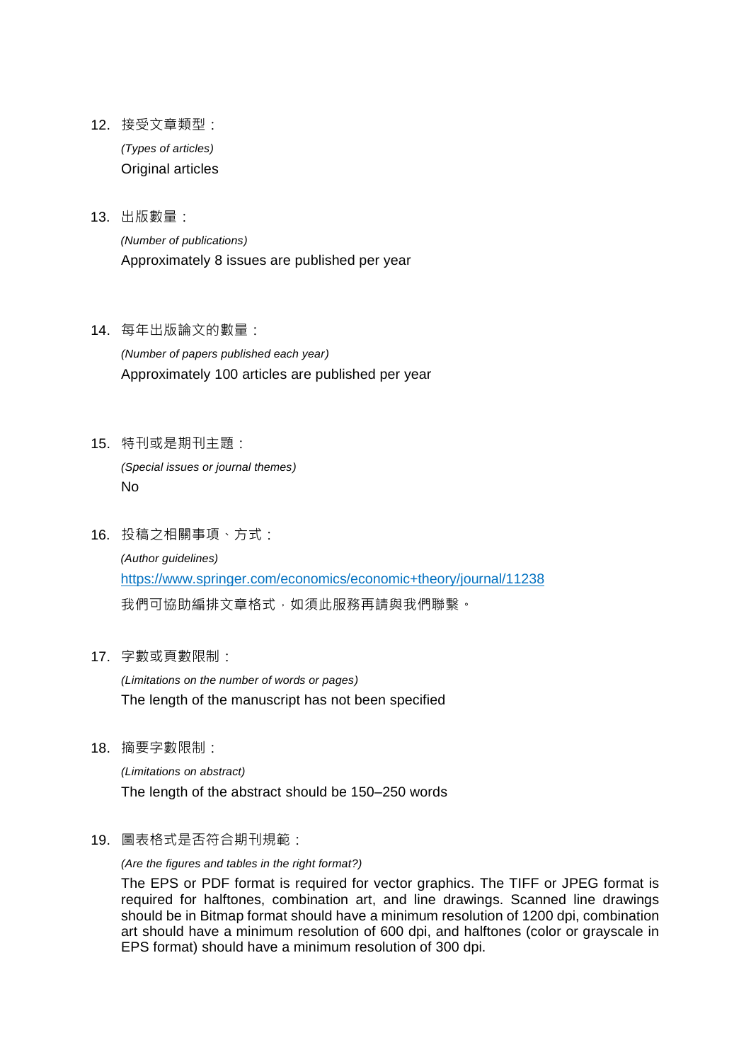12. 接受文章類型：

    *(Types of articles)*

    Original articles

13. 出版數量：

    *(Number of publications)*

    Approximately 8 issues are published per year

14. 每年出版論文的數量：

    *(Number of papers published each year)*

    Approximately 100 articles are published per year

15. 特刊或是期刊主題：

    *(Special issues or journal themes)*

    No

16. 投稿之相關事項、方式：

    *(Author guidelines)*

    https://www.springer.com/economics/economic+theory/journal/11238

    我們可協助編排文章格式，如須此服務再請與我們聯繫。

17. 字數或頁數限制：

    *(Limitations on the number of words or pages)*

    The length of the manuscript has not been specified

18. 摘要字數限制：

    *(Limitations on abstract)*

    The length of the abstract should be 150–250 words

19. 圖表格式是否符合期刊規範：

    *(Are the figures and tables in the right format?)*

    The EPS or PDF format is required for vector graphics. The TIFF or JPEG format is required for halftones, combination art, and line drawings. Scanned line drawings should be in Bitmap format should have a minimum resolution of 1200 dpi, combination art should have a minimum resolution of 600 dpi, and halftones (color or grayscale in EPS format) should have a minimum resolution of 300 dpi.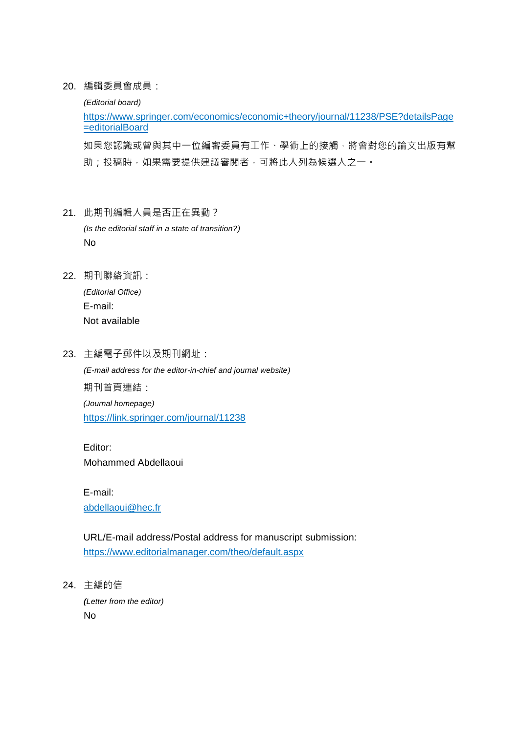20. 編輯委員會成員：

    *(Editorial board)*

    https://www.springer.com/economics/economic+theory/journal/11238/PSE?detailsPage=editorialBoard

    如果您認識或曾與其中一位編審委員有工作、學術上的接觸，將會對您的論文出版有幫助；投稿時，如果需要提供建議審閱者，可將此人列為候選人之一。

21. 此期刊編輯人員是否正在異動？

    *(Is the editorial staff in a state of transition?)*

    No

22. 期刊聯絡資訊：

    *(Editorial Office)*

    E-mail:
    Not available

23. 主編電子郵件以及期刊網址：

    *(E-mail address for the editor-in-chief and journal website)*

    期刊首頁連結：

    *(Journal homepage)*

    https://link.springer.com/journal/11238

    Editor:
    Mohammed Abdellaoui

    E-mail:
    abdellaoui@hec.fr

    URL/E-mail address/Postal address for manuscript submission:
    https://www.editorialmanager.com/theo/default.aspx

24. 主編的信

    ***(**Letter from the editor)*

    No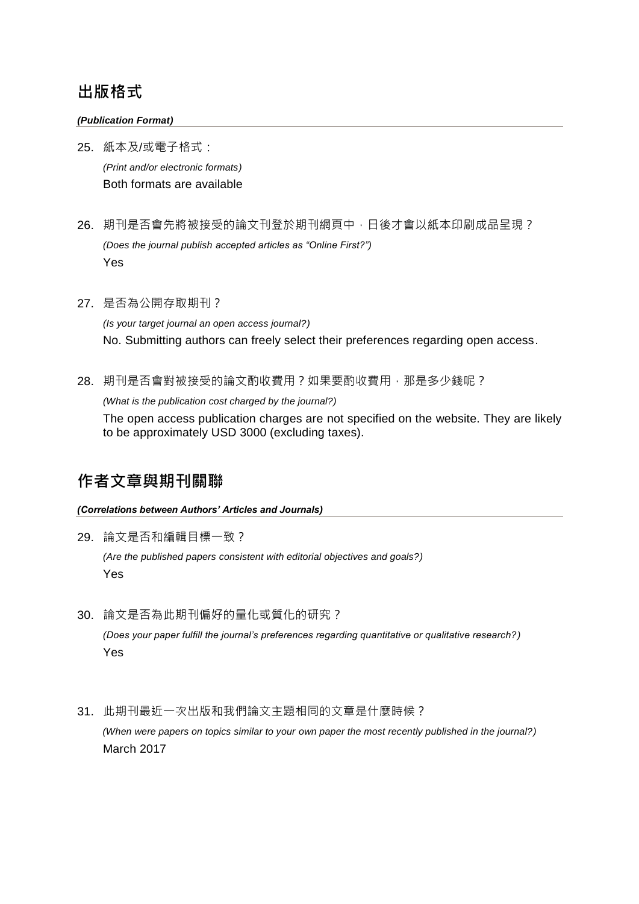## 出版格式

***(Publication Format)***

25. 紙本及/或電子格式：

    *(Print and/or electronic formats)*

    Both formats are available

26. 期刊是否會先將被接受的論文刊登於期刊網頁中，日後才會以紙本印刷成品呈現？

    *(Does the journal publish accepted articles as "Online First?")*

    Yes

27. 是否為公開存取期刊？

    *(Is your target journal an open access journal?)*

    No. Submitting authors can freely select their preferences regarding open access.

28. 期刊是否會對被接受的論文酌收費用？如果要酌收費用，那是多少錢呢？

    *(What is the publication cost charged by the journal?)*

    The open access publication charges are not specified on the website. They are likely to be approximately USD 3000 (excluding taxes).

## 作者文章與期刊關聯

***(Correlations between Authors' Articles and Journals)***

29. 論文是否和編輯目標一致？

    *(Are the published papers consistent with editorial objectives and goals?)*

    Yes

30. 論文是否為此期刊偏好的量化或質化的研究？

    *(Does your paper fulfill the journal's preferences regarding quantitative or qualitative research?)*

    Yes

31. 此期刊最近一次出版和我們論文主題相同的文章是什麼時候？

    *(When were papers on topics similar to your own paper the most recently published in the journal?)*

    March 2017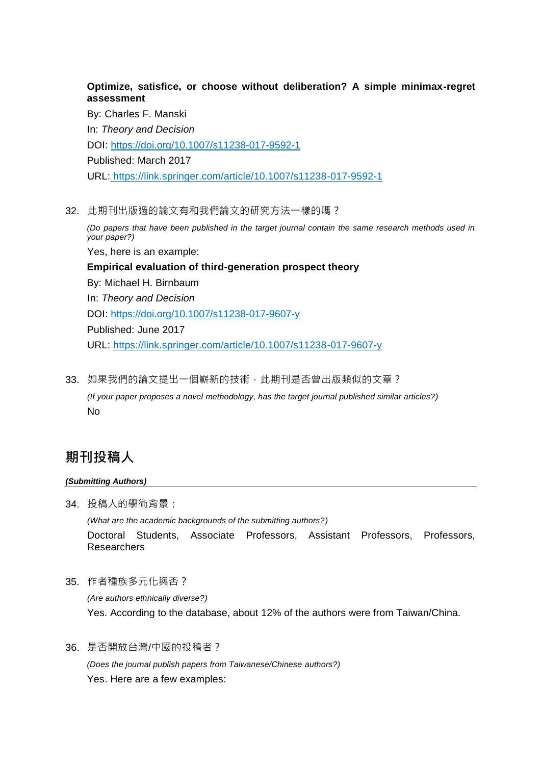**Optimize, satisfice, or choose without deliberation? A simple minimax-regret assessment**

By: Charles F. Manski

In: *Theory and Decision*

DOI: https://doi.org/10.1007/s11238-017-9592-1

Published: March 2017

URL: https://link.springer.com/article/10.1007/s11238-017-9592-1

32. 此期刊出版過的論文有和我們論文的研究方法一樣的嗎？

    *(Do papers that have been published in the target journal contain the same research methods used in your paper?)*

    Yes, here is an example:

    **Empirical evaluation of third-generation prospect theory**

    By: Michael H. Birnbaum

    In: *Theory and Decision*

    DOI: https://doi.org/10.1007/s11238-017-9607-y

    Published: June 2017

    URL: https://link.springer.com/article/10.1007/s11238-017-9607-y

33. 如果我們的論文提出一個嶄新的技術，此期刊是否曾出版類似的文章？

    *(If your paper proposes a novel methodology, has the target journal published similar articles?)*

    No

## 期刊投稿人

***(Submitting Authors)***

34. 投稿人的學術背景：

    *(What are the academic backgrounds of the submitting authors?)*

    Doctoral Students, Associate Professors, Assistant Professors, Professors, Researchers

35. 作者種族多元化與否？

    *(Are authors ethnically diverse?)*

    Yes. According to the database, about 12% of the authors were from Taiwan/China.

36. 是否開放台灣/中國的投稿者？

    *(Does the journal publish papers from Taiwanese/Chinese authors?)*

    Yes. Here are a few examples: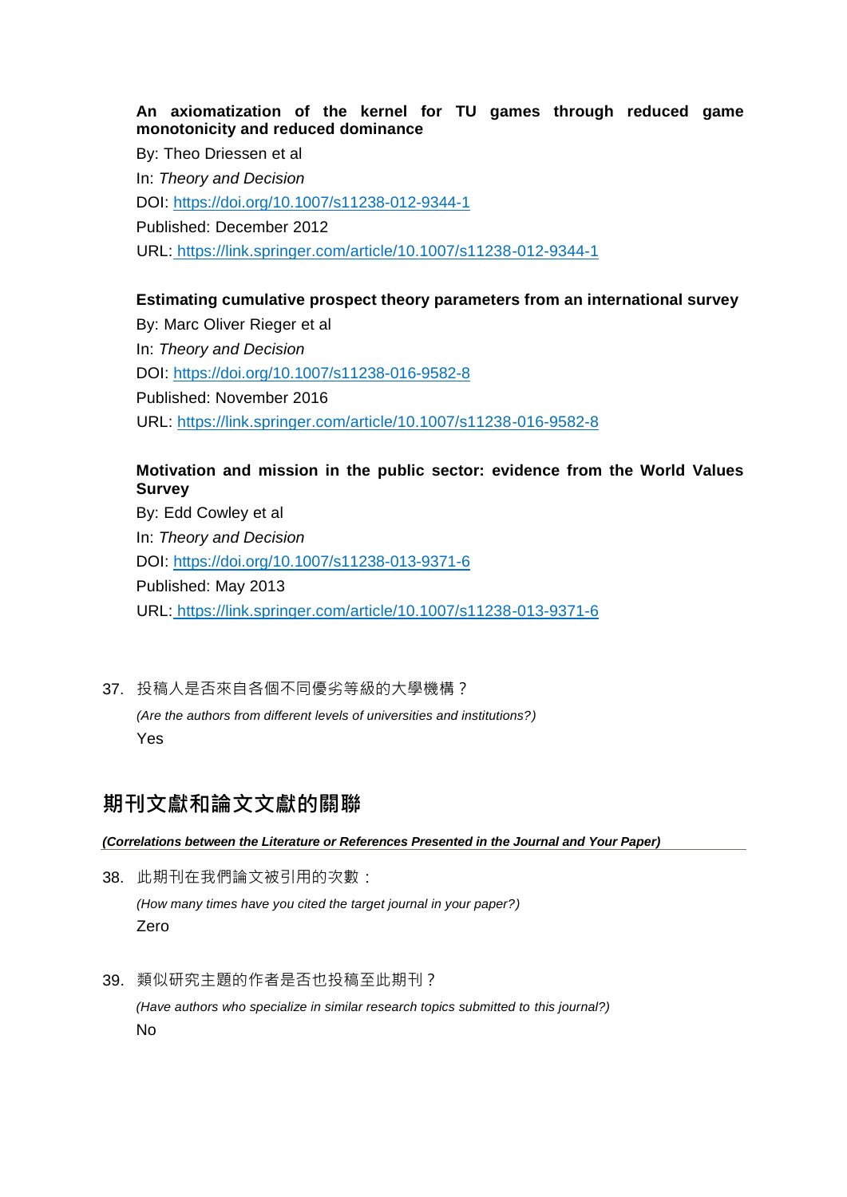**An axiomatization of the kernel for TU games through reduced game monotonicity and reduced dominance**

By: Theo Driessen et al

In: *Theory and Decision*

DOI: https://doi.org/10.1007/s11238-012-9344-1

Published: December 2012

URL: https://link.springer.com/article/10.1007/s11238-012-9344-1

**Estimating cumulative prospect theory parameters from an international survey**

By: Marc Oliver Rieger et al

In: *Theory and Decision*

DOI: https://doi.org/10.1007/s11238-016-9582-8

Published: November 2016

URL: https://link.springer.com/article/10.1007/s11238-016-9582-8

**Motivation and mission in the public sector: evidence from the World Values Survey**

By: Edd Cowley et al

In: *Theory and Decision*

DOI: https://doi.org/10.1007/s11238-013-9371-6

Published: May 2013

URL: https://link.springer.com/article/10.1007/s11238-013-9371-6

37. 投稿人是否來自各個不同優劣等級的大學機構？

    *(Are the authors from different levels of universities and institutions?)*

    Yes

## 期刊文獻和論文文獻的關聯

***(Correlations between the Literature or References Presented in the Journal and Your Paper)***

38. 此期刊在我們論文被引用的次數：

    *(How many times have you cited the target journal in your paper?)*

    Zero

39. 類似研究主題的作者是否也投稿至此期刊？

    *(Have authors who specialize in similar research topics submitted to this journal?)*

    No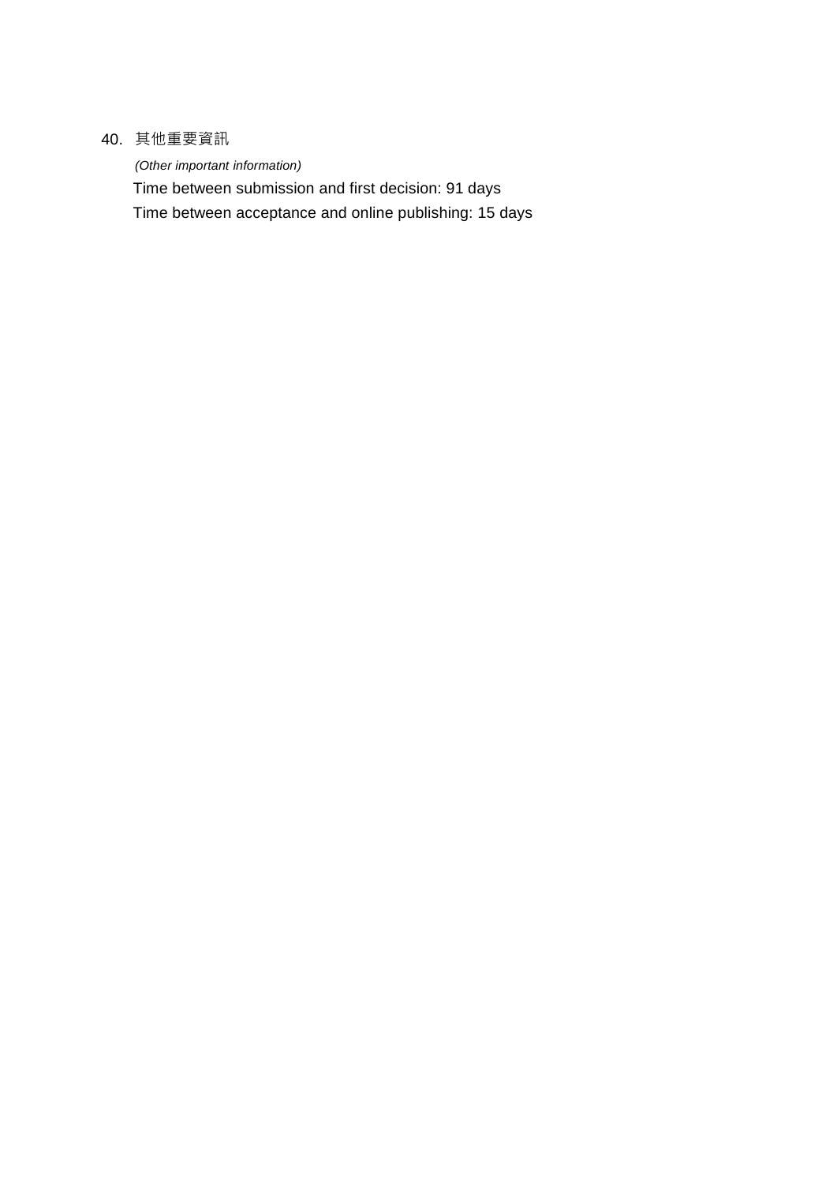40. 其他重要資訊

*(Other important information)*

Time between submission and first decision: 91 days

Time between acceptance and online publishing: 15 days